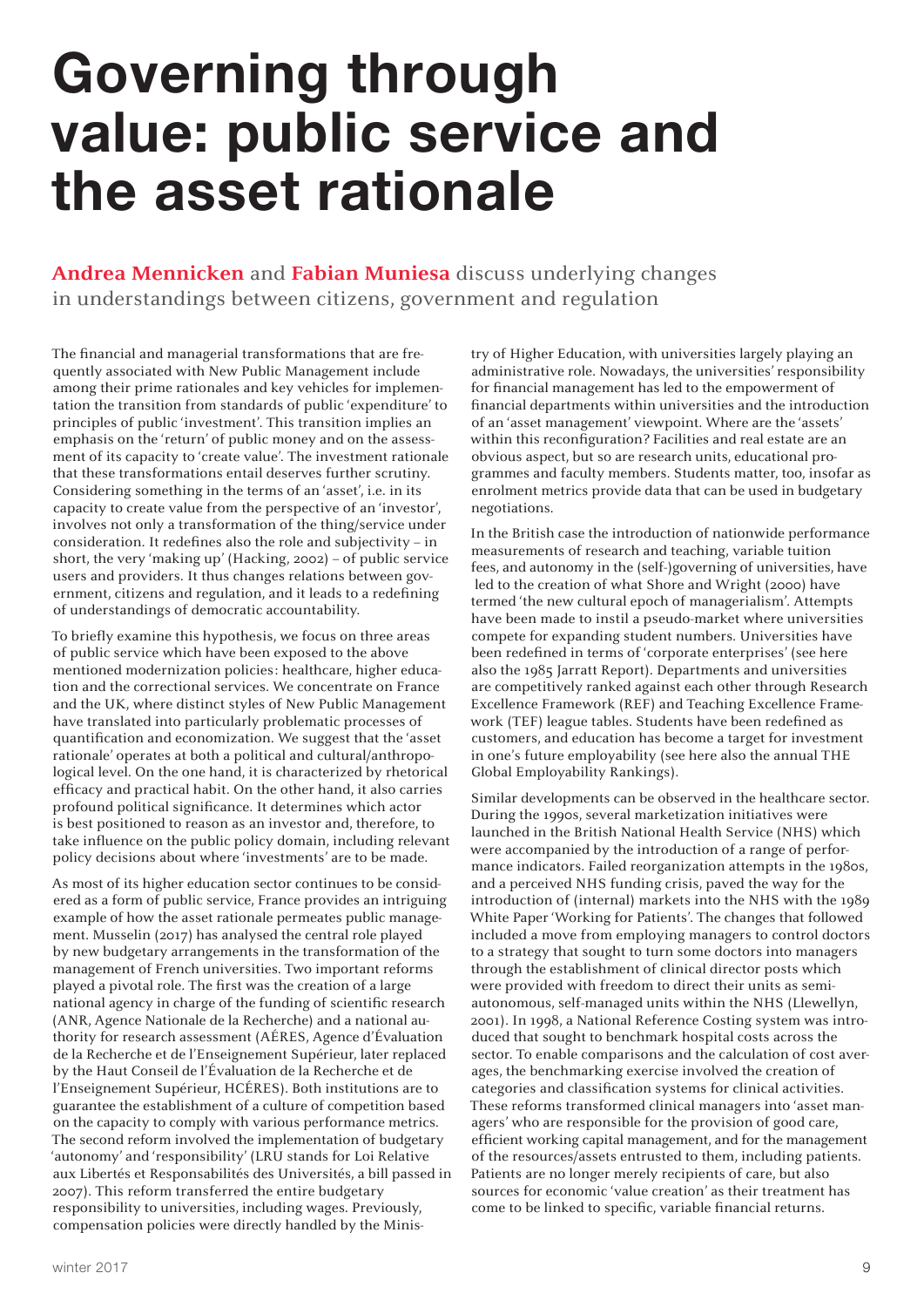# Governing through value: public service and the asset rationale

**Andrea Mennicken** and **Fabian Muniesa** discuss underlying changes in understandings between citizens, government and regulation

The financial and managerial transformations that are frequently associated with New Public Management include among their prime rationales and key vehicles for implementation the transition from standards of public 'expenditure' to principles of public 'investment'. This transition implies an emphasis on the 'return' of public money and on the assessment of its capacity to 'create value'. The investment rationale that these transformations entail deserves further scrutiny. Considering something in the terms of an 'asset', i.e. in its capacity to create value from the perspective of an 'investor', involves not only a transformation of the thing/service under consideration. It redefines also the role and subjectivity – in short, the very 'making up' (Hacking, 2002) – of public service users and providers. It thus changes relations between government, citizens and regulation, and it leads to a redefining of understandings of democratic accountability.

To briefly examine this hypothesis, we focus on three areas of public service which have been exposed to the above mentioned modernization policies: healthcare, higher education and the correctional services. We concentrate on France and the UK, where distinct styles of New Public Management have translated into particularly problematic processes of quantification and economization. We suggest that the 'asset rationale' operates at both a political and cultural/anthropological level. On the one hand, it is characterized by rhetorical efficacy and practical habit. On the other hand, it also carries profound political significance. It determines which actor is best positioned to reason as an investor and, therefore, to take influence on the public policy domain, including relevant policy decisions about where 'investments' are to be made.

As most of its higher education sector continues to be considered as a form of public service, France provides an intriguing example of how the asset rationale permeates public management. Musselin (2017) has analysed the central role played by new budgetary arrangements in the transformation of the management of French universities. Two important reforms played a pivotal role. The first was the creation of a large national agency in charge of the funding of scientific research (ANR, Agence Nationale de la Recherche) and a national authority for research assessment (AÉRES, Agence d'Évaluation de la Recherche et de l'Enseignement Supérieur, later replaced by the Haut Conseil de l'Évaluation de la Recherche et de l'Enseignement Supérieur, HCÉRES). Both institutions are to guarantee the establishment of a culture of competition based on the capacity to comply with various performance metrics. The second reform involved the implementation of budgetary 'autonomy' and 'responsibility' (LRU stands for Loi Relative aux Libertés et Responsabilités des Universités, a bill passed in 2007). This reform transferred the entire budgetary responsibility to universities, including wages. Previously, compensation policies were directly handled by the Ministry of Higher Education, with universities largely playing an administrative role. Nowadays, the universities' responsibility for financial management has led to the empowerment of financial departments within universities and the introduction of an 'asset management' viewpoint. Where are the 'assets' within this reconfiguration? Facilities and real estate are an obvious aspect, but so are research units, educational programmes and faculty members. Students matter, too, insofar as enrolment metrics provide data that can be used in budgetary negotiations.

In the British case the introduction of nationwide performance measurements of research and teaching, variable tuition fees, and autonomy in the (self-)governing of universities, have led to the creation of what Shore and Wright (2000) have termed 'the new cultural epoch of managerialism'. Attempts have been made to instil a pseudo-market where universities compete for expanding student numbers. Universities have been redefined in terms of 'corporate enterprises' (see here also the 1985 Jarratt Report). Departments and universities are competitively ranked against each other through Research Excellence Framework (REF) and Teaching Excellence Framework (TEF) league tables. Students have been redefined as customers, and education has become a target for investment in one's future employability (see here also the annual THE Global Employability Rankings).

Similar developments can be observed in the healthcare sector. During the 1990s, several marketization initiatives were launched in the British National Health Service (NHS) which were accompanied by the introduction of a range of performance indicators. Failed reorganization attempts in the 1980s, and a perceived NHS funding crisis, paved the way for the introduction of (internal) markets into the NHS with the 1989 White Paper 'Working for Patients'. The changes that followed included a move from employing managers to control doctors to a strategy that sought to turn some doctors into managers through the establishment of clinical director posts which were provided with freedom to direct their units as semi-autonomous, self-managed units within the NHS (Llewellyn, 2001). In 1998, a National Reference Costing system was introduced that sought to benchmark hospital costs across the sector. To enable comparisons and the calculation of cost averages, the benchmarking exercise involved the creation of categories and classification systems for clinical activities. These reforms transformed clinical managers into 'asset managers' who are responsible for the provision of good care, efficient working capital management, and for the management of the resources/assets entrusted to them, including patients. Patients are no longer merely recipients of care, but also sources for economic 'value creation' as their treatment has come to be linked to specific, variable financial returns.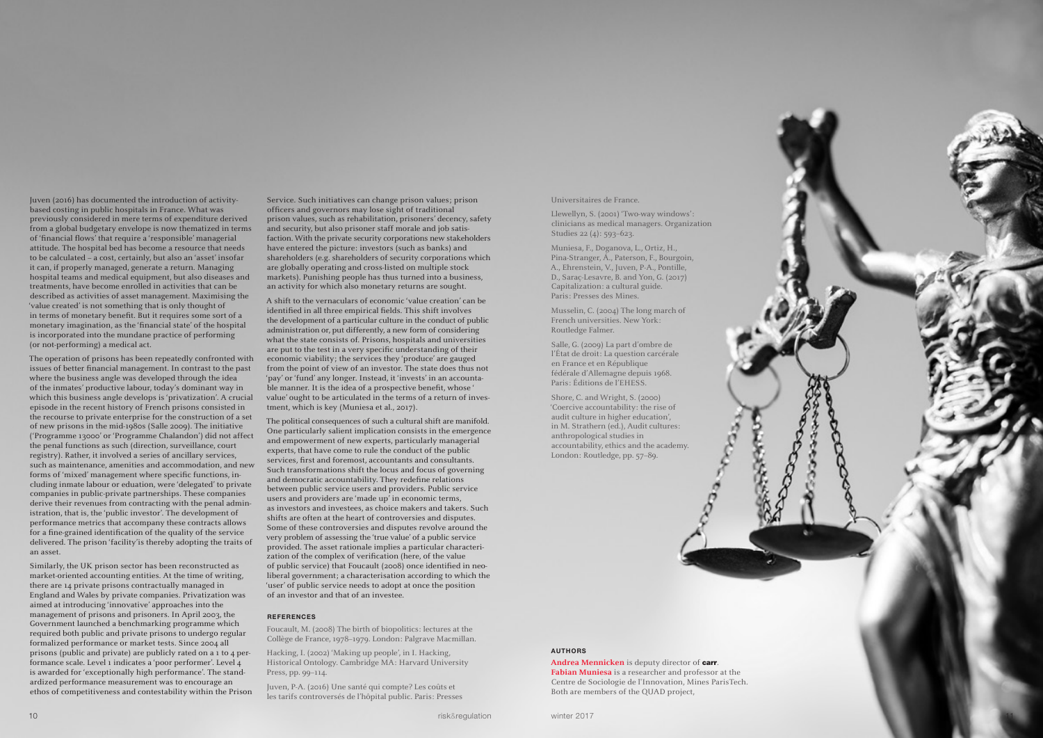Juven (2016) has documented the introduction of activity-based costing in public hospitals in France. What was previously considered in mere terms of expenditure derived from a global budgetary envelope is now thematized in terms of 'financial flows' that require a 'responsible' managerial attitude. The hospital bed has become a resource that needs to be calculated – a cost, certainly, but also an 'asset' insofar it can, if properly managed, generate a return. Managing hospital teams and medical equipment, but also diseases and treatments, have become enrolled in activities that can be described as activities of asset management. Maximising the 'value created' is not something that is only thought of in terms of monetary benefit. But it requires some sort of a monetary imagination, as the 'financial state' of the hospital is incorporated into the mundane practice of performing (or not-performing) a medical act.

The operation of prisons has been repeatedly confronted with issues of better financial management. In contrast to the past where the business angle was developed through the idea of the inmates' productive labour, today's dominant way in which this business angle develops is 'privatization'. A crucial episode in the recent history of French prisons consisted in the recourse to private enterprise for the construction of a set of new prisons in the mid-1980s (Salle 2009). The initiative ('Programme 13000' or 'Programme Chalandon') did not affect the penal functions as such (direction, surveillance, court registry). Rather, it involved a series of ancillary services, such as maintenance, amenities and accommodation, and new forms of 'mixed' management where specific functions, including inmate labour or eduation, were 'delegated' to private companies in public-private partnerships. These companies derive their revenues from contracting with the penal administration, that is, the 'public investor'. The development of performance metrics that accompany these contracts allows for a fine-grained identification of the quality of the service delivered. The prison 'facility'is thereby adopting the traits of an asset.

Similarly, the UK prison sector has been reconstructed as market-oriented accounting entities. At the time of writing, there are 14 private prisons contractually managed in England and Wales by private companies. Privatization was aimed at introducing 'innovative' approaches into the management of prisons and prisoners. In April 2003, the Government launched a benchmarking programme which required both public and private prisons to undergo regular formalized performance or market tests. Since 2004 all prisons (public and private) are publicly rated on a 1 to 4 performance scale. Level 1 indicates a 'poor performer'. Level 4 is awarded for 'exceptionally high performance'. The standardized performance measurement was to encourage an ethos of competitiveness and contestability within the Prison Service. Such initiatives can change prison values; prison officers and governors may lose sight of traditional prison values, such as rehabilitation, prisoners' decency, safety and security, but also prisoner staff morale and job satisfaction. With the private security corporations new stakeholders have entered the picture: investors (such as banks) and shareholders (e.g. shareholders of security corporations which are globally operating and cross-listed on multiple stock markets). Punishing people has thus turned into a business, an activity for which also monetary returns are sought.

A shift to the vernaculars of economic 'value creation' can be identified in all three empirical fields. This shift involves the development of a particular culture in the conduct of public administration or, put differently, a new form of considering what the state consists of. Prisons, hospitals and universities are put to the test in a very specific understanding of their economic viability; the services they 'produce' are gauged from the point of view of an investor. The state does thus not 'pay' or 'fund' any longer. Instead, it 'invests' in an accountable manner. It is the idea of a prospective benefit, whose ' value' ought to be articulated in the terms of a return of investment, which is key (Muniesa et al., 2017).

The political consequences of such a cultural shift are manifold. One particularly salient implication consists in the emergence and empowerment of new experts, particularly managerial experts, that have come to rule the conduct of the public services, first and foremost, accountants and consultants. Such transformations shift the locus and focus of governing and democratic accountability. They redefine relations between public service users and providers. Public service users and providers are 'made up' in economic terms, as investors and investees, as choice makers and takers. Such shifts are often at the heart of controversies and disputes. Some of these controversies and disputes revolve around the very problem of assessing the 'true value' of a public service provided. The asset rationale implies a particular characterization of the complex of verification (here, of the value of public service) that Foucault (2008) once identified in neoliberal government; a characterisation according to which the 'user' of public service needs to adopt at once the position of an investor and that of an investee.

### REFERENCES

Foucault, M. (2008) The birth of biopolitics: lectures at the Collège de France, 1978–1979. London: Palgrave Macmillan.

Hacking, I. (2002) 'Making up people', in I. Hacking, Historical Ontology. Cambridge MA: Harvard University Press, pp. 99–114.

Juven, P-A. (2016) Une santé qui compte? Les coûts et les tarifs controversés de l'hôpital public. Paris: Presses Universitaires de France.

Llewellyn, S. (2001) 'Two-way windows': clinicians as medical managers. Organization Studies 22 (4): 593–623.

Muniesa, F., Doganova, L., Ortiz, H., Pina-Stranger, Á., Paterson, F., Bourgoin, A., Ehrenstein, V., Juven, P-A., Pontille, D., Saraç-Lesavre, B. and Yon, G. (2017) Capitalization: a cultural guide. Paris: Presses des Mines.

Musselin, C. (2004) The long march of French universities. New York: Routledge Falmer.

Salle, G. (2009) La part d'ombre de l'État de droit: La question carcérale en France et en République fédérale d'Allemagne depuis 1968. Paris: Éditions de l'EHESS.

Shore, C. and Wright, S. (2000) 'Coercive accountability: the rise of audit culture in higher education', in M. Strathern (ed.), Audit cultures: anthropological studies in accountability, ethics and the academy. London: Routledge, pp. 57–89.

### AUTHORS

**Andrea Mennicken** is deputy director of **carr**.
**Fabian Muniesa** is a researcher and professor at the Centre de Sociologie de l'Innovation, Mines ParisTech. Both are members of the QUAD project,